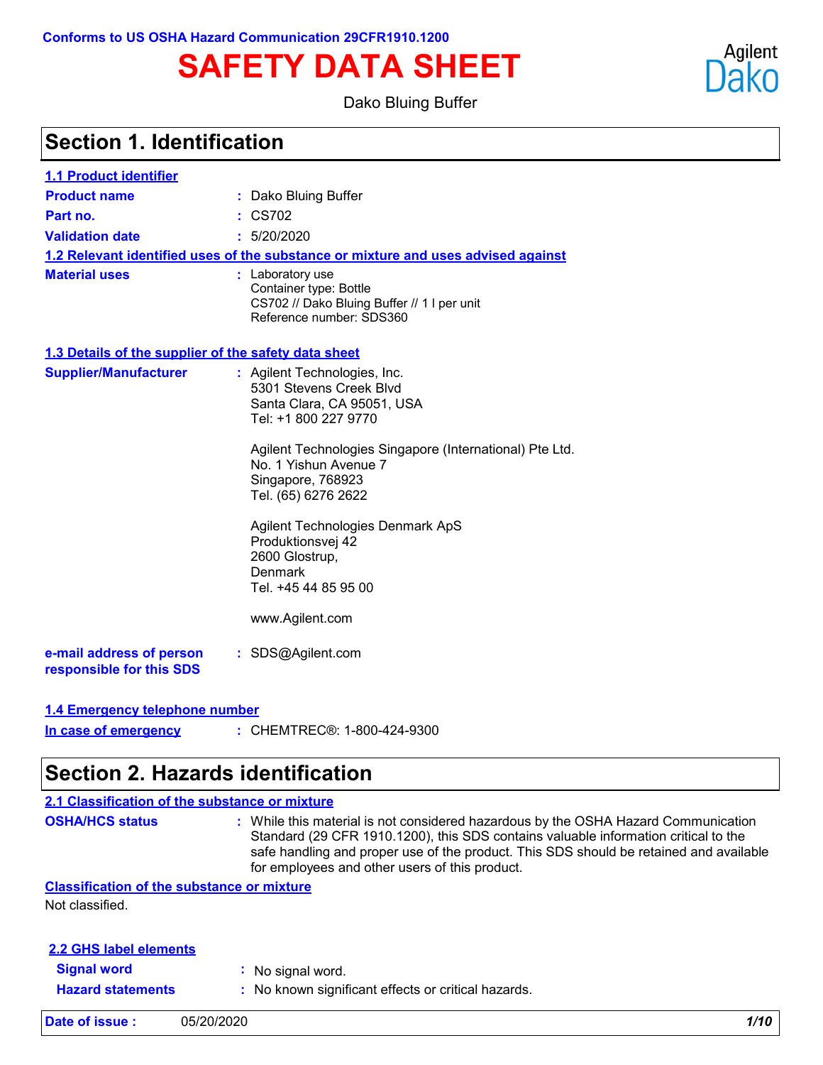Conforms to US OSHA Hazard Communication 29CFR1910.1200

# SAFETY DATA SHEET

Agilent Dako

Dako Bluing Buffer

## Section 1. Identification

### 1.1 Product identifier

**Product name** : Dako Bluing Buffer

**Part no.** : CS702

**Validation date** : 5/20/2020

### 1.2 Relevant identified uses of the substance or mixture and uses advised against

**Material uses** : Laboratory use
Container type: Bottle
CS702 // Dako Bluing Buffer // 1 l per unit
Reference number: SDS360

### 1.3 Details of the supplier of the safety data sheet

**Supplier/Manufacturer** :

Agilent Technologies, Inc.
5301 Stevens Creek Blvd
Santa Clara, CA 95051, USA
Tel: +1 800 227 9770

Agilent Technologies Singapore (International) Pte Ltd.
No. 1 Yishun Avenue 7
Singapore, 768923
Tel. (65) 6276 2622

Agilent Technologies Denmark ApS
Produktionsvej 42
2600 Glostrup,
Denmark
Tel. +45 44 85 95 00

www.Agilent.com

**e-mail address of person responsible for this SDS** : SDS@Agilent.com

### 1.4 Emergency telephone number

**In case of emergency** : CHEMTREC®: 1-800-424-9300

## Section 2. Hazards identification

### 2.1 Classification of the substance or mixture

**OSHA/HCS status** : While this material is not considered hazardous by the OSHA Hazard Communication Standard (29 CFR 1910.1200), this SDS contains valuable information critical to the safe handling and proper use of the product. This SDS should be retained and available for employees and other users of this product.

**Classification of the substance or mixture**

Not classified.

### 2.2 GHS label elements

**Signal word** : No signal word.

**Hazard statements** : No known significant effects or critical hazards.

**Date of issue :** 05/20/2020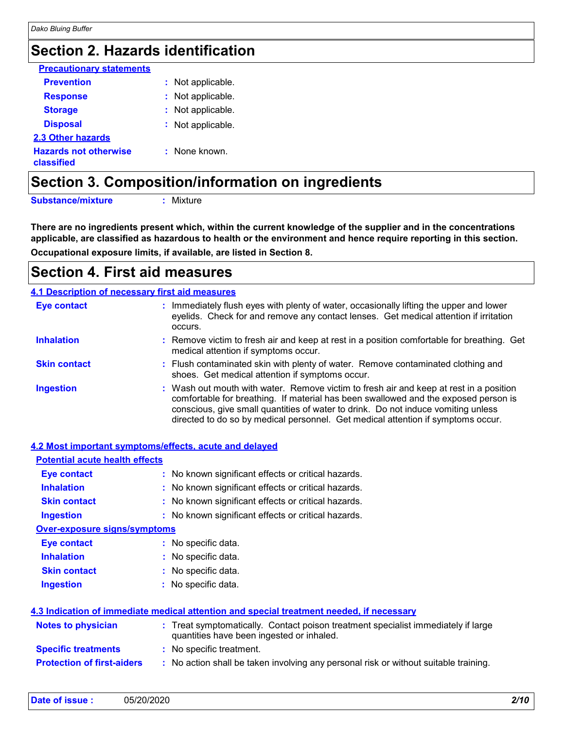# Section 2. Hazards identification

**Precautionary statements**

**Prevention** : Not applicable.

**Response** : Not applicable.

**Storage** : Not applicable.

**Disposal** : Not applicable.

**2.3 Other hazards**

**Hazards not otherwise classified** : None known.

# Section 3. Composition/information on ingredients

**Substance/mixture** : Mixture

**There are no ingredients present which, within the current knowledge of the supplier and in the concentrations applicable, are classified as hazardous to health or the environment and hence require reporting in this section.**

**Occupational exposure limits, if available, are listed in Section 8.**

# Section 4. First aid measures

**4.1 Description of necessary first aid measures**

**Eye contact** : Immediately flush eyes with plenty of water, occasionally lifting the upper and lower eyelids. Check for and remove any contact lenses. Get medical attention if irritation occurs.

**Inhalation** : Remove victim to fresh air and keep at rest in a position comfortable for breathing. Get medical attention if symptoms occur.

**Skin contact** : Flush contaminated skin with plenty of water. Remove contaminated clothing and shoes. Get medical attention if symptoms occur.

**Ingestion** : Wash out mouth with water. Remove victim to fresh air and keep at rest in a position comfortable for breathing. If material has been swallowed and the exposed person is conscious, give small quantities of water to drink. Do not induce vomiting unless directed to do so by medical personnel. Get medical attention if symptoms occur.

**4.2 Most important symptoms/effects, acute and delayed**

**Potential acute health effects**

**Eye contact** : No known significant effects or critical hazards.

**Inhalation** : No known significant effects or critical hazards.

**Skin contact** : No known significant effects or critical hazards.

**Ingestion** : No known significant effects or critical hazards.

**Over-exposure signs/symptoms**

**Eye contact** : No specific data.

**Inhalation** : No specific data.

**Skin contact** : No specific data.

**Ingestion** : No specific data.

**4.3 Indication of immediate medical attention and special treatment needed, if necessary**

**Notes to physician** : Treat symptomatically. Contact poison treatment specialist immediately if large quantities have been ingested or inhaled.

**Specific treatments** : No specific treatment.

**Protection of first-aiders** : No action shall be taken involving any personal risk or without suitable training.

**Date of issue :** 05/20/2020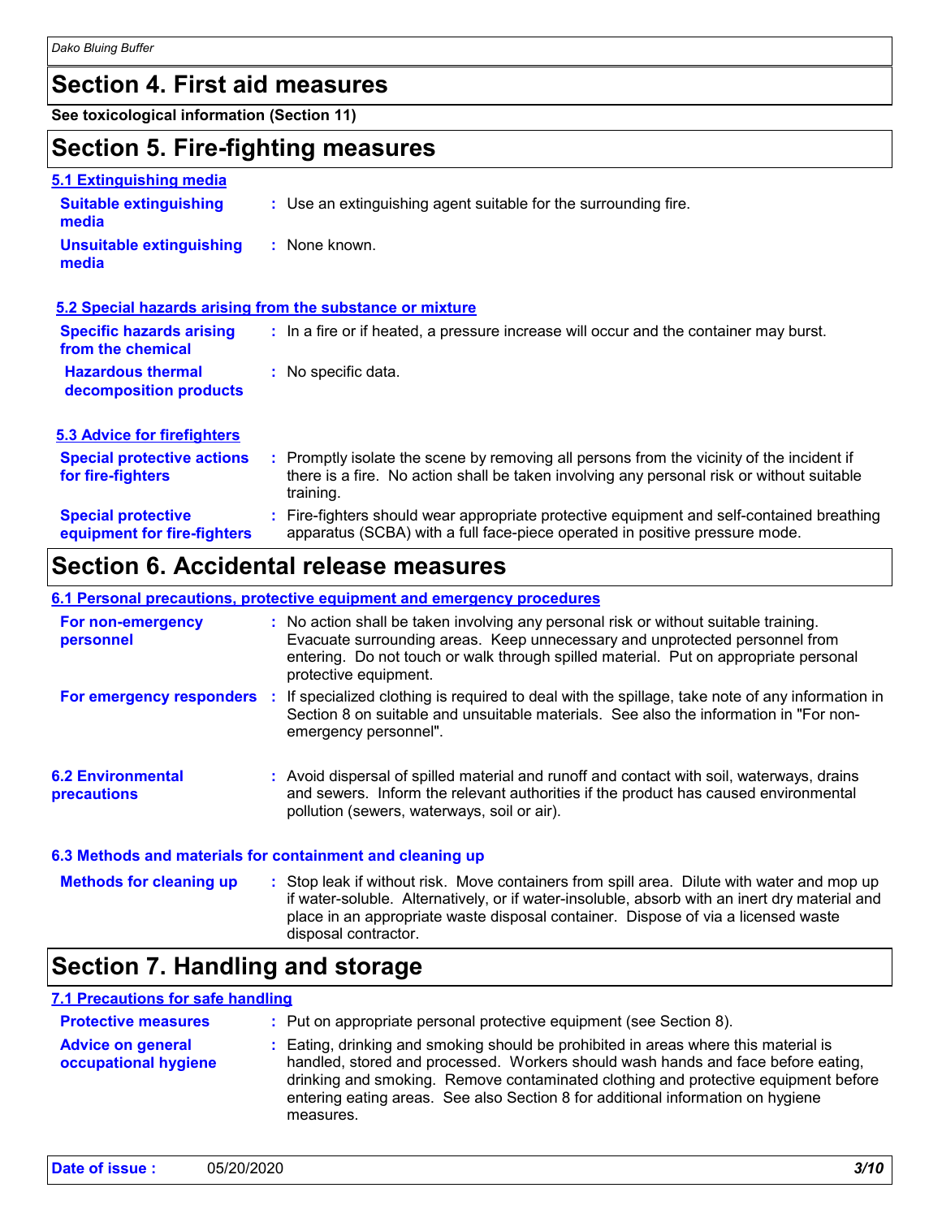## Section 4. First aid measures

**See toxicological information (Section 11)**

## Section 5. Fire-fighting measures

### 5.1 Extinguishing media

**Suitable extinguishing media** : Use an extinguishing agent suitable for the surrounding fire.

**Unsuitable extinguishing media** : None known.

### 5.2 Special hazards arising from the substance or mixture

**Specific hazards arising from the chemical** : In a fire or if heated, a pressure increase will occur and the container may burst.

**Hazardous thermal decomposition products** : No specific data.

### 5.3 Advice for firefighters

**Special protective actions for fire-fighters** : Promptly isolate the scene by removing all persons from the vicinity of the incident if there is a fire. No action shall be taken involving any personal risk or without suitable training.

**Special protective equipment for fire-fighters** : Fire-fighters should wear appropriate protective equipment and self-contained breathing apparatus (SCBA) with a full face-piece operated in positive pressure mode.

## Section 6. Accidental release measures

### 6.1 Personal precautions, protective equipment and emergency procedures

**For non-emergency personnel** : No action shall be taken involving any personal risk or without suitable training. Evacuate surrounding areas. Keep unnecessary and unprotected personnel from entering. Do not touch or walk through spilled material. Put on appropriate personal protective equipment.

**For emergency responders** : If specialized clothing is required to deal with the spillage, take note of any information in Section 8 on suitable and unsuitable materials. See also the information in "For non-emergency personnel".

**6.2 Environmental precautions** : Avoid dispersal of spilled material and runoff and contact with soil, waterways, drains and sewers. Inform the relevant authorities if the product has caused environmental pollution (sewers, waterways, soil or air).

### 6.3 Methods and materials for containment and cleaning up

**Methods for cleaning up** : Stop leak if without risk. Move containers from spill area. Dilute with water and mop up if water-soluble. Alternatively, or if water-insoluble, absorb with an inert dry material and place in an appropriate waste disposal container. Dispose of via a licensed waste disposal contractor.

## Section 7. Handling and storage

### 7.1 Precautions for safe handling

**Protective measures** : Put on appropriate personal protective equipment (see Section 8).

**Advice on general occupational hygiene** : Eating, drinking and smoking should be prohibited in areas where this material is handled, stored and processed. Workers should wash hands and face before eating, drinking and smoking. Remove contaminated clothing and protective equipment before entering eating areas. See also Section 8 for additional information on hygiene measures.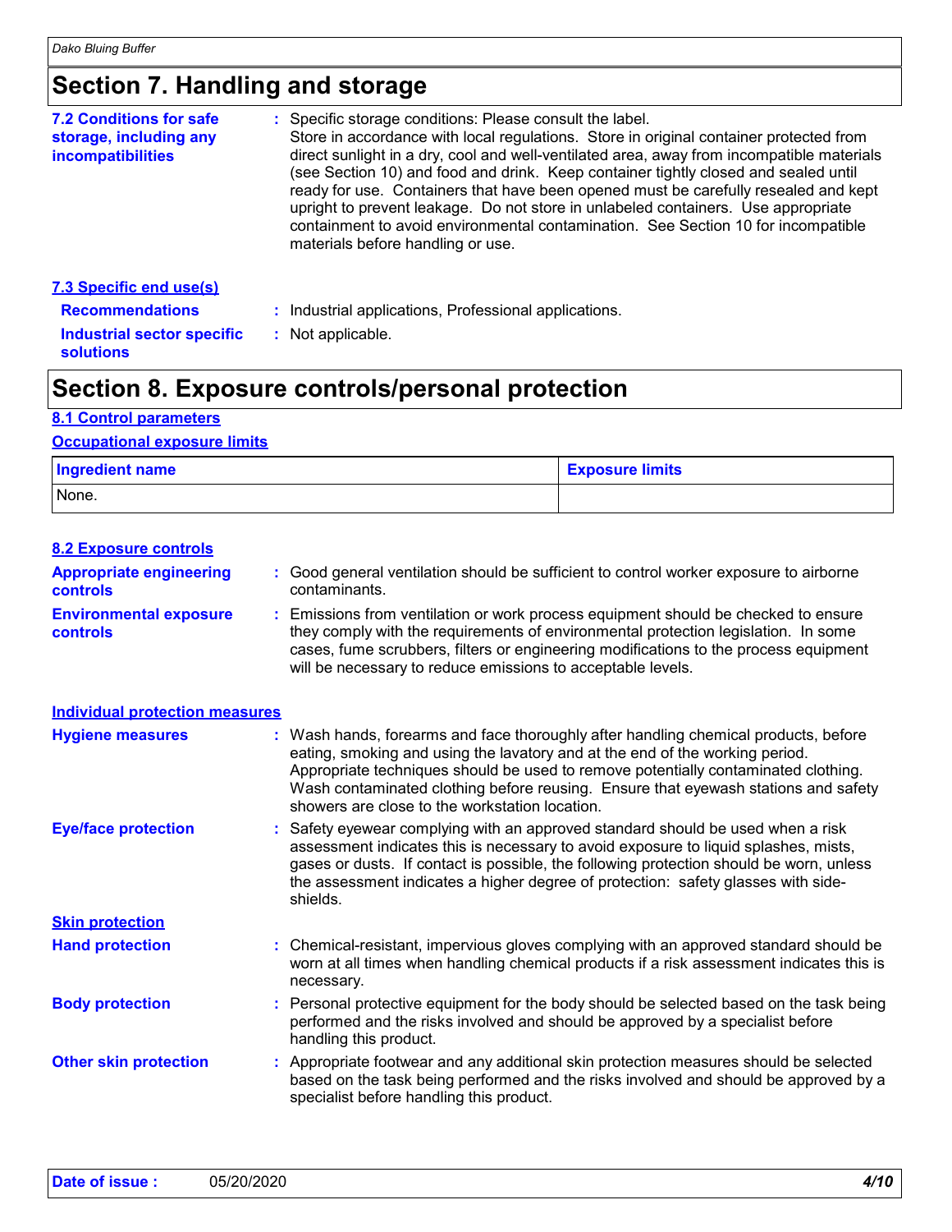# Section 7. Handling and storage

**7.2 Conditions for safe storage, including any incompatibilities** : Specific storage conditions: Please consult the label.
Store in accordance with local regulations. Store in original container protected from direct sunlight in a dry, cool and well-ventilated area, away from incompatible materials (see Section 10) and food and drink. Keep container tightly closed and sealed until ready for use. Containers that have been opened must be carefully resealed and kept upright to prevent leakage. Do not store in unlabeled containers. Use appropriate containment to avoid environmental contamination. See Section 10 for incompatible materials before handling or use.

**7.3 Specific end use(s)**

**Recommendations** : Industrial applications, Professional applications.

**Industrial sector specific solutions** : Not applicable.

# Section 8. Exposure controls/personal protection

**8.1 Control parameters**

**Occupational exposure limits**

| Ingredient name | Exposure limits |
| --- | --- |
| None. | |

**8.2 Exposure controls**

**Appropriate engineering controls** : Good general ventilation should be sufficient to control worker exposure to airborne contaminants.

**Environmental exposure controls** : Emissions from ventilation or work process equipment should be checked to ensure they comply with the requirements of environmental protection legislation. In some cases, fume scrubbers, filters or engineering modifications to the process equipment will be necessary to reduce emissions to acceptable levels.

**Individual protection measures**

**Hygiene measures** : Wash hands, forearms and face thoroughly after handling chemical products, before eating, smoking and using the lavatory and at the end of the working period. Appropriate techniques should be used to remove potentially contaminated clothing. Wash contaminated clothing before reusing. Ensure that eyewash stations and safety showers are close to the workstation location.

**Eye/face protection** : Safety eyewear complying with an approved standard should be used when a risk assessment indicates this is necessary to avoid exposure to liquid splashes, mists, gases or dusts. If contact is possible, the following protection should be worn, unless the assessment indicates a higher degree of protection: safety glasses with side-shields.

**Skin protection**

**Hand protection** : Chemical-resistant, impervious gloves complying with an approved standard should be worn at all times when handling chemical products if a risk assessment indicates this is necessary.

**Body protection** : Personal protective equipment for the body should be selected based on the task being performed and the risks involved and should be approved by a specialist before handling this product.

**Other skin protection** : Appropriate footwear and any additional skin protection measures should be selected based on the task being performed and the risks involved and should be approved by a specialist before handling this product.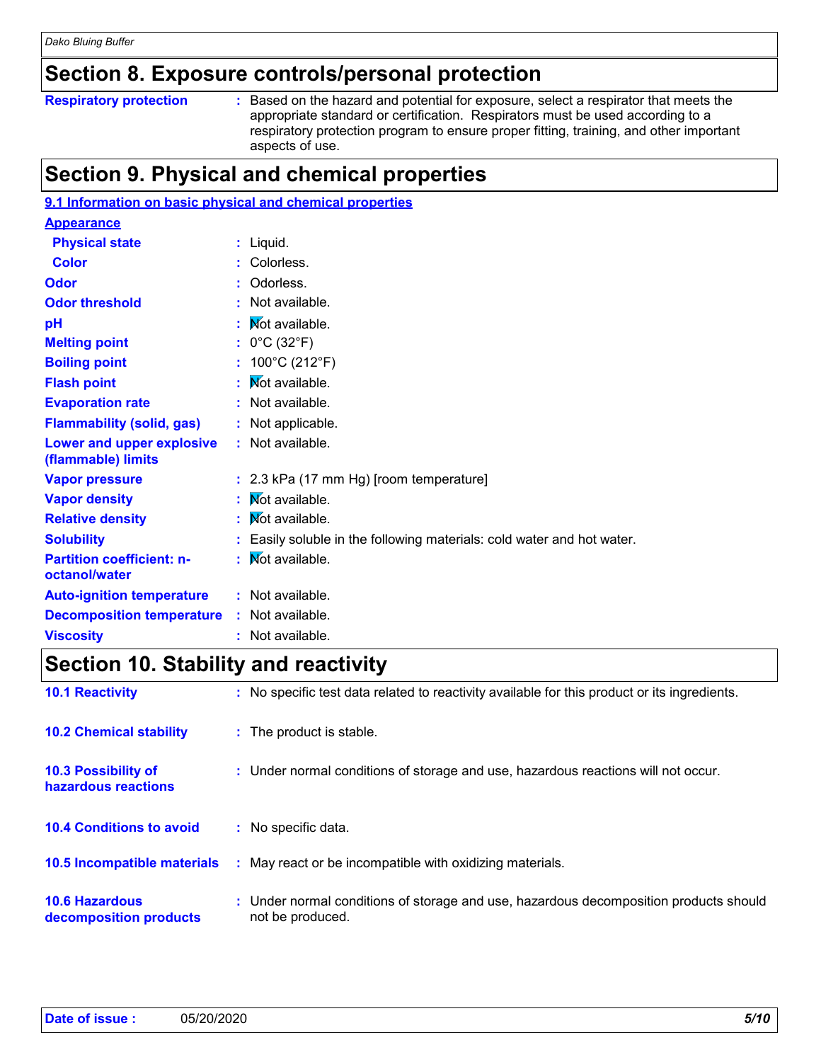## Section 8. Exposure controls/personal protection

| | |
|---|---|
| **Respiratory protection** | Based on the hazard and potential for exposure, select a respirator that meets the appropriate standard or certification. Respirators must be used according to a respiratory protection program to ensure proper fitting, training, and other important aspects of use. |

## Section 9. Physical and chemical properties

**9.1 Information on basic physical and chemical properties**

**Appearance**

| | |
|---|---|
| **Physical state** | Liquid. |
| **Color** | Colorless. |
| **Odor** | Odorless. |
| **Odor threshold** | Not available. |
| **pH** | Not available. |
| **Melting point** | 0°C (32°F) |
| **Boiling point** | 100°C (212°F) |
| **Flash point** | Not available. |
| **Evaporation rate** | Not available. |
| **Flammability (solid, gas)** | Not applicable. |
| **Lower and upper explosive (flammable) limits** | Not available. |
| **Vapor pressure** | 2.3 kPa (17 mm Hg) [room temperature] |
| **Vapor density** | Not available. |
| **Relative density** | Not available. |
| **Solubility** | Easily soluble in the following materials: cold water and hot water. |
| **Partition coefficient: n-octanol/water** | Not available. |
| **Auto-ignition temperature** | Not available. |
| **Decomposition temperature** | Not available. |
| **Viscosity** | Not available. |

## Section 10. Stability and reactivity

| | |
|---|---|
| **10.1 Reactivity** | No specific test data related to reactivity available for this product or its ingredients. |
| **10.2 Chemical stability** | The product is stable. |
| **10.3 Possibility of hazardous reactions** | Under normal conditions of storage and use, hazardous reactions will not occur. |
| **10.4 Conditions to avoid** | No specific data. |
| **10.5 Incompatible materials** | May react or be incompatible with oxidizing materials. |
| **10.6 Hazardous decomposition products** | Under normal conditions of storage and use, hazardous decomposition products should not be produced. |

**Date of issue :** 05/20/2020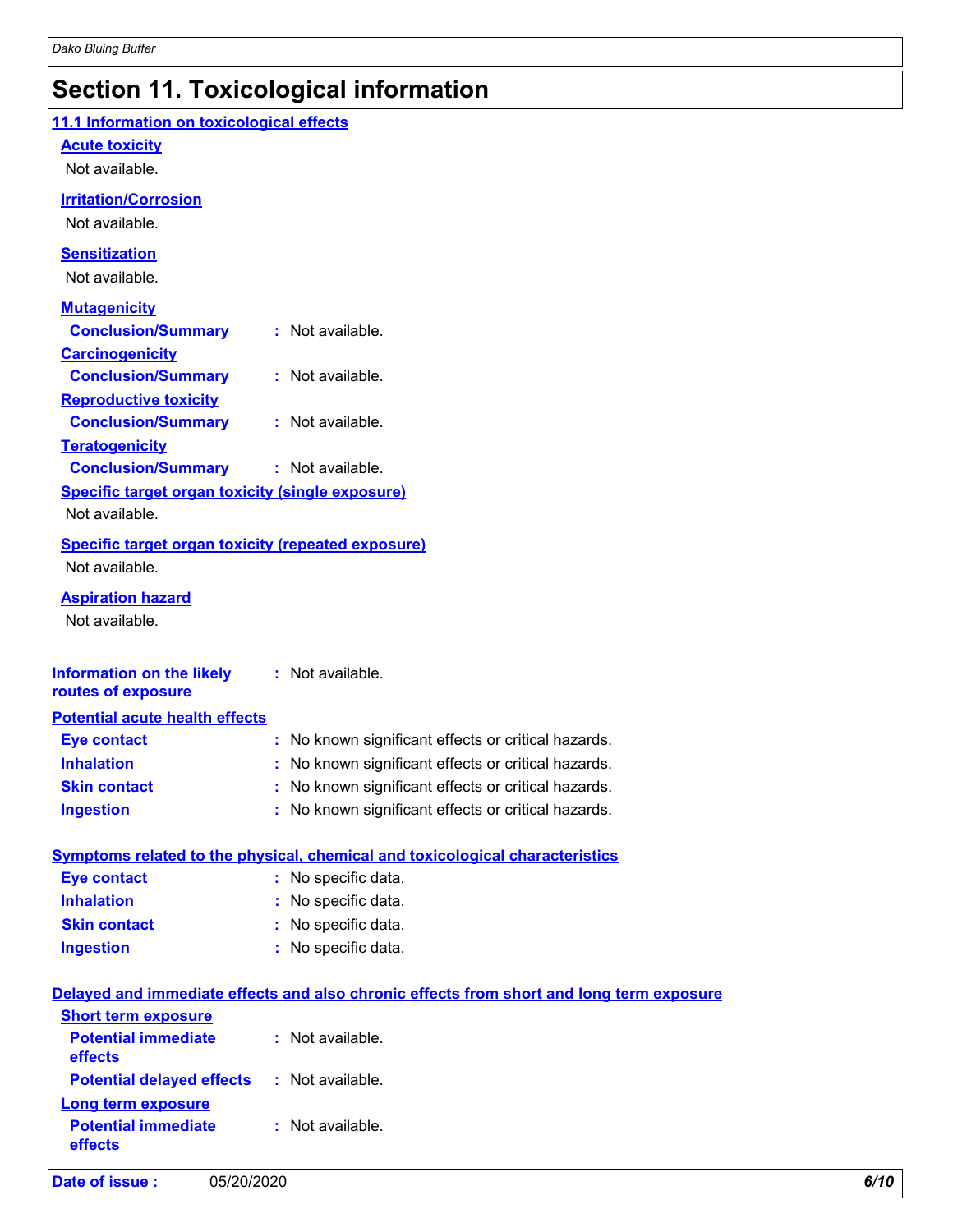# Section 11. Toxicological information

## 11.1 Information on toxicological effects

### Acute toxicity

Not available.

### Irritation/Corrosion

Not available.

### Sensitization

Not available.

### Mutagenicity

**Conclusion/Summary** : Not available.

### Carcinogenicity

**Conclusion/Summary** : Not available.

### Reproductive toxicity

**Conclusion/Summary** : Not available.

### Teratogenicity

**Conclusion/Summary** : Not available.

### Specific target organ toxicity (single exposure)

Not available.

### Specific target organ toxicity (repeated exposure)

Not available.

### Aspiration hazard

Not available.

**Information on the likely routes of exposure** : Not available.

### Potential acute health effects

**Eye contact** : No known significant effects or critical hazards.

**Inhalation** : No known significant effects or critical hazards.

**Skin contact** : No known significant effects or critical hazards.

**Ingestion** : No known significant effects or critical hazards.

### Symptoms related to the physical, chemical and toxicological characteristics

**Eye contact** : No specific data.

**Inhalation** : No specific data.

**Skin contact** : No specific data.

**Ingestion** : No specific data.

### Delayed and immediate effects and also chronic effects from short and long term exposure

#### Short term exposure

**Potential immediate effects** : Not available.

**Potential delayed effects** : Not available.

#### Long term exposure

**Potential immediate effects** : Not available.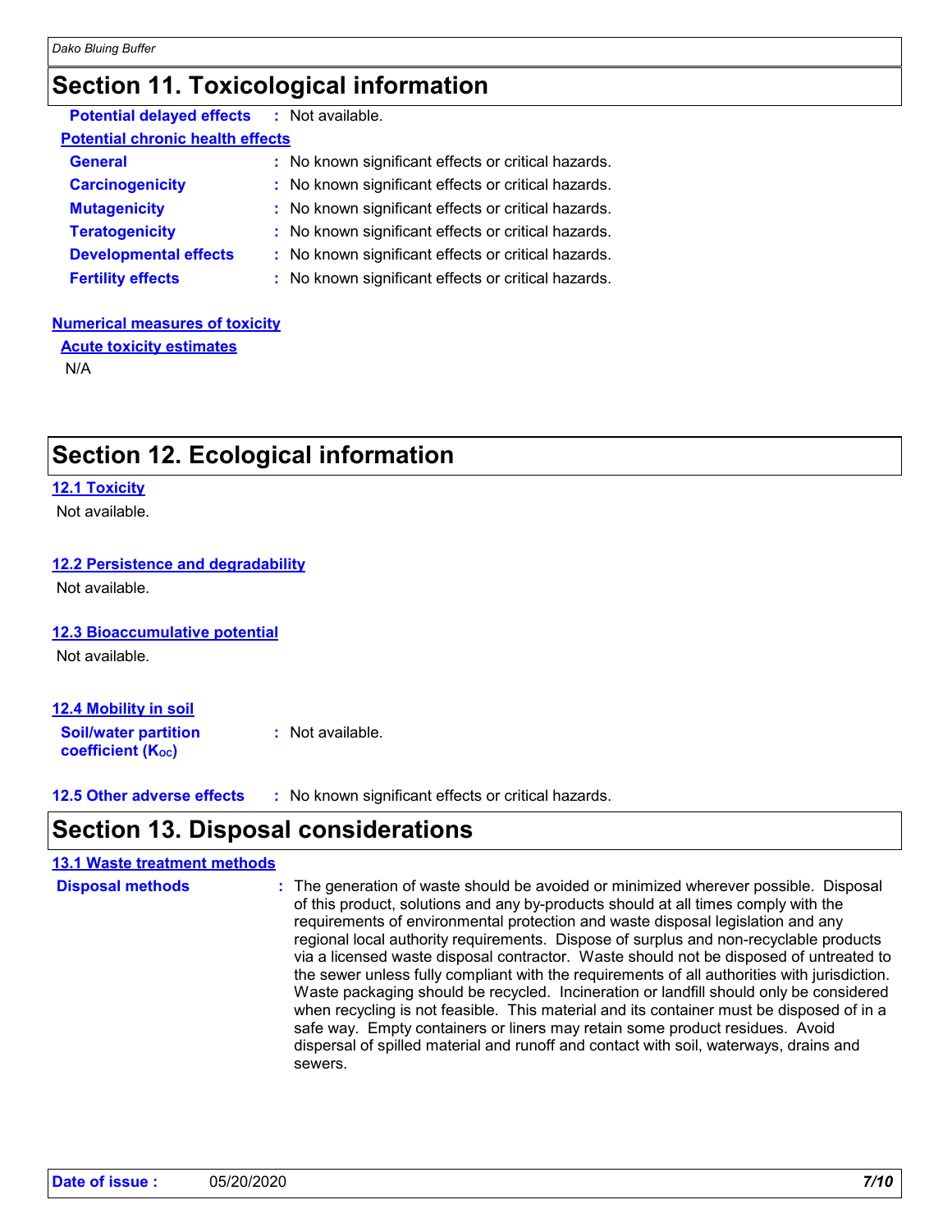# Section 11. Toxicological information

**Potential delayed effects** : Not available.

**Potential chronic health effects**

| | |
|---|---|
| **General** | : No known significant effects or critical hazards. |
| **Carcinogenicity** | : No known significant effects or critical hazards. |
| **Mutagenicity** | : No known significant effects or critical hazards. |
| **Teratogenicity** | : No known significant effects or critical hazards. |
| **Developmental effects** | : No known significant effects or critical hazards. |
| **Fertility effects** | : No known significant effects or critical hazards. |

**Numerical measures of toxicity**

**Acute toxicity estimates**

N/A

# Section 12. Ecological information

**12.1 Toxicity**

Not available.

**12.2 Persistence and degradability**

Not available.

**12.3 Bioaccumulative potential**

Not available.

**12.4 Mobility in soil**

**Soil/water partition coefficient ($K_{OC}$)** : Not available.

**12.5 Other adverse effects** : No known significant effects or critical hazards.

# Section 13. Disposal considerations

**13.1 Waste treatment methods**

**Disposal methods** : The generation of waste should be avoided or minimized wherever possible. Disposal of this product, solutions and any by-products should at all times comply with the requirements of environmental protection and waste disposal legislation and any regional local authority requirements. Dispose of surplus and non-recyclable products via a licensed waste disposal contractor. Waste should not be disposed of untreated to the sewer unless fully compliant with the requirements of all authorities with jurisdiction. Waste packaging should be recycled. Incineration or landfill should only be considered when recycling is not feasible. This material and its container must be disposed of in a safe way. Empty containers or liners may retain some product residues. Avoid dispersal of spilled material and runoff and contact with soil, waterways, drains and sewers.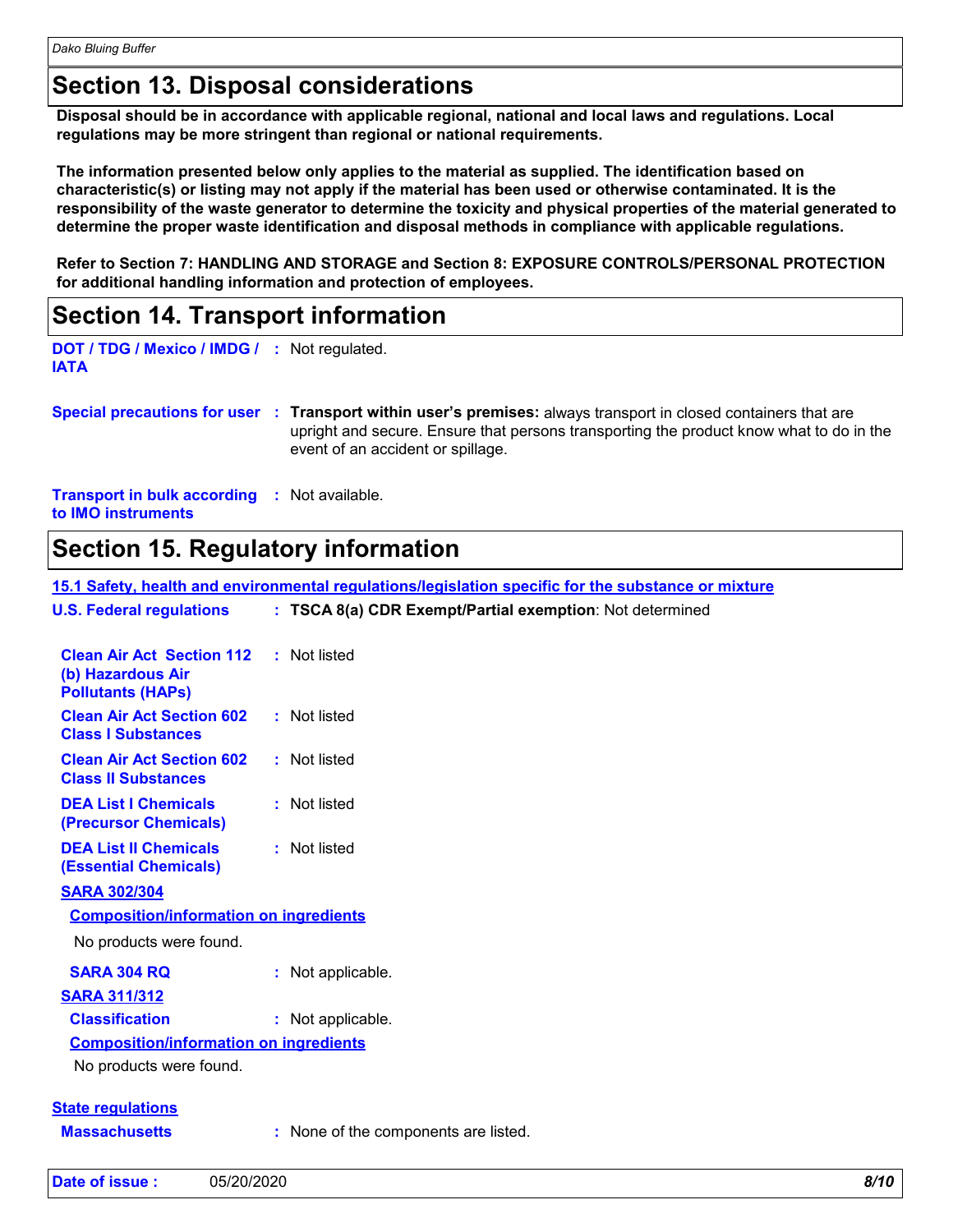## Section 13. Disposal considerations

**Disposal should be in accordance with applicable regional, national and local laws and regulations. Local regulations may be more stringent than regional or national requirements.**

**The information presented below only applies to the material as supplied. The identification based on characteristic(s) or listing may not apply if the material has been used or otherwise contaminated. It is the responsibility of the waste generator to determine the toxicity and physical properties of the material generated to determine the proper waste identification and disposal methods in compliance with applicable regulations.**

**Refer to Section 7: HANDLING AND STORAGE and Section 8: EXPOSURE CONTROLS/PERSONAL PROTECTION for additional handling information and protection of employees.**

## Section 14. Transport information

**DOT / TDG / Mexico / IMDG / IATA** : Not regulated.

**Special precautions for user** : **Transport within user's premises:** always transport in closed containers that are upright and secure. Ensure that persons transporting the product know what to do in the event of an accident or spillage.

**Transport in bulk according to IMO instruments** : Not available.

## Section 15. Regulatory information

**15.1 Safety, health and environmental regulations/legislation specific for the substance or mixture**

**U.S. Federal regulations** : **TSCA 8(a) CDR Exempt/Partial exemption**: Not determined

**Clean Air Act Section 112 (b) Hazardous Air Pollutants (HAPs)** : Not listed

**Clean Air Act Section 602 Class I Substances** : Not listed

**Clean Air Act Section 602 Class II Substances** : Not listed

**DEA List I Chemicals (Precursor Chemicals)** : Not listed

**DEA List II Chemicals (Essential Chemicals)** : Not listed

**SARA 302/304**

**Composition/information on ingredients**

No products were found.

**SARA 304 RQ** : Not applicable.

**SARA 311/312**

**Classification** : Not applicable.

**Composition/information on ingredients**

No products were found.

**State regulations**

**Massachusetts** : None of the components are listed.

**Date of issue :** 05/20/2020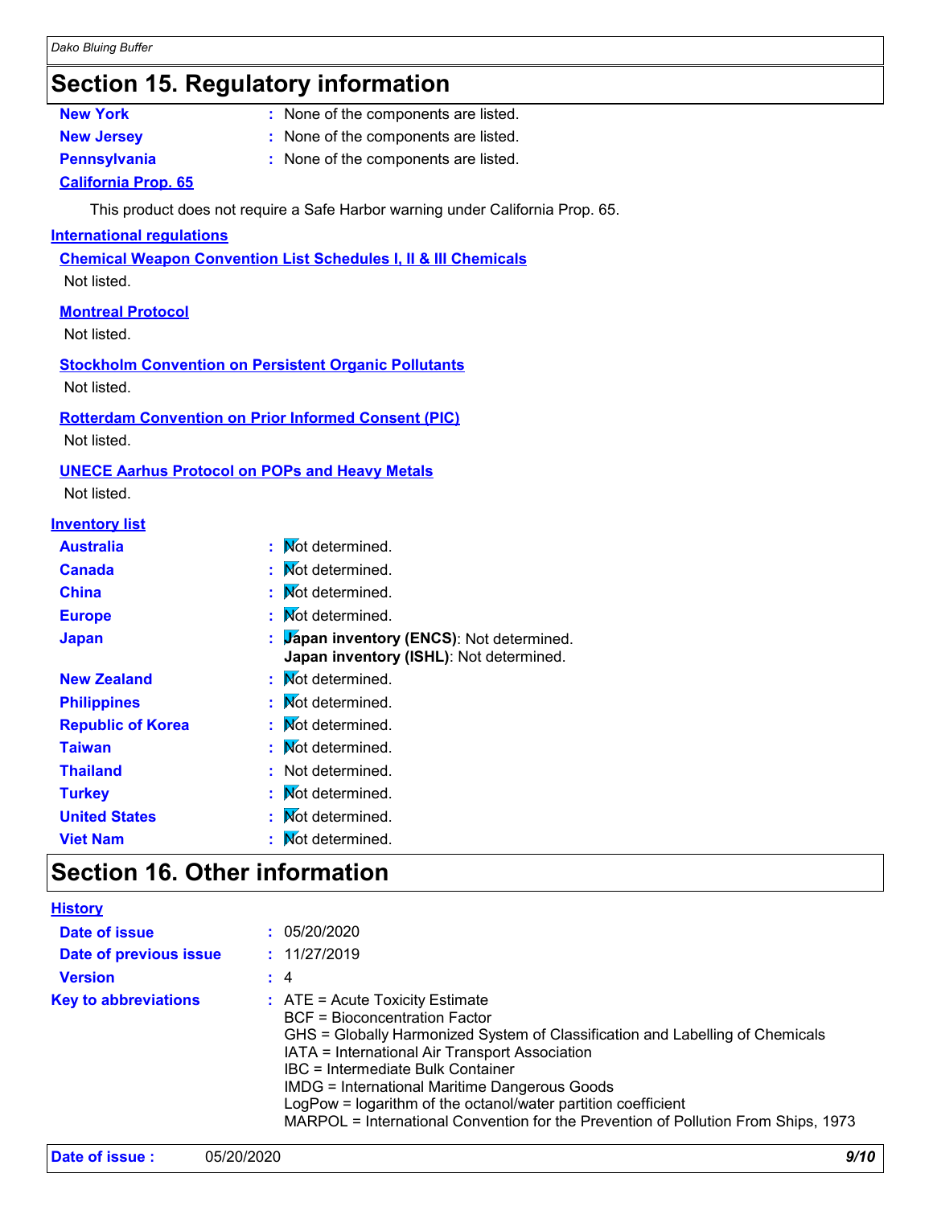## Section 15. Regulatory information

| | | |
|---|---|---|
| **New York** | : | None of the components are listed. |
| **New Jersey** | : | None of the components are listed. |
| **Pennsylvania** | : | None of the components are listed. |

**California Prop. 65**

This product does not require a Safe Harbor warning under California Prop. 65.

**International regulations**

**Chemical Weapon Convention List Schedules I, II & III Chemicals**

Not listed.

**Montreal Protocol**

Not listed.

**Stockholm Convention on Persistent Organic Pollutants**

Not listed.

**Rotterdam Convention on Prior Informed Consent (PIC)**

Not listed.

**UNECE Aarhus Protocol on POPs and Heavy Metals**

Not listed.

**Inventory list**

| | | |
|---|---|---|
| **Australia** | : | Not determined. |
| **Canada** | : | Not determined. |
| **China** | : | Not determined. |
| **Europe** | : | Not determined. |
| **Japan** | : | **Japan inventory (ENCS)**: Not determined.<br>**Japan inventory (ISHL)**: Not determined. |
| **New Zealand** | : | Not determined. |
| **Philippines** | : | Not determined. |
| **Republic of Korea** | : | Not determined. |
| **Taiwan** | : | Not determined. |
| **Thailand** | : | Not determined. |
| **Turkey** | : | Not determined. |
| **United States** | : | Not determined. |
| **Viet Nam** | : | Not determined. |

## Section 16. Other information

**History**

| | | |
|---|---|---|
| **Date of issue** | : | 05/20/2020 |
| **Date of previous issue** | : | 11/27/2019 |
| **Version** | : | 4 |
| **Key to abbreviations** | : | ATE = Acute Toxicity Estimate<br>BCF = Bioconcentration Factor<br>GHS = Globally Harmonized System of Classification and Labelling of Chemicals<br>IATA = International Air Transport Association<br>IBC = Intermediate Bulk Container<br>IMDG = International Maritime Dangerous Goods<br>LogPow = logarithm of the octanol/water partition coefficient<br>MARPOL = International Convention for the Prevention of Pollution From Ships, 1973 |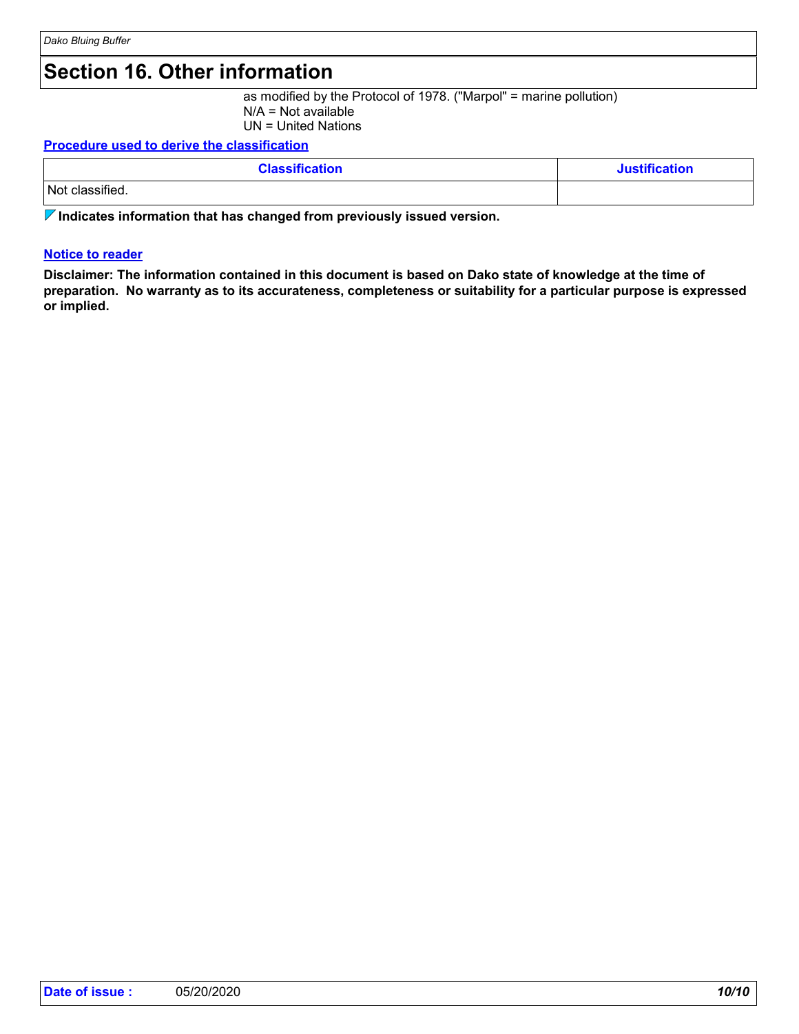# Section 16. Other information

as modified by the Protocol of 1978. ("Marpol" = marine pollution)
N/A = Not available
UN = United Nations

**Procedure used to derive the classification**

| Classification | Justification |
| --- | --- |
| Not classified. | |

**Indicates information that has changed from previously issued version.**

**Notice to reader**

**Disclaimer: The information contained in this document is based on Dako state of knowledge at the time of preparation. No warranty as to its accurateness, completeness or suitability for a particular purpose is expressed or implied.**

**Date of issue :** 05/20/2020